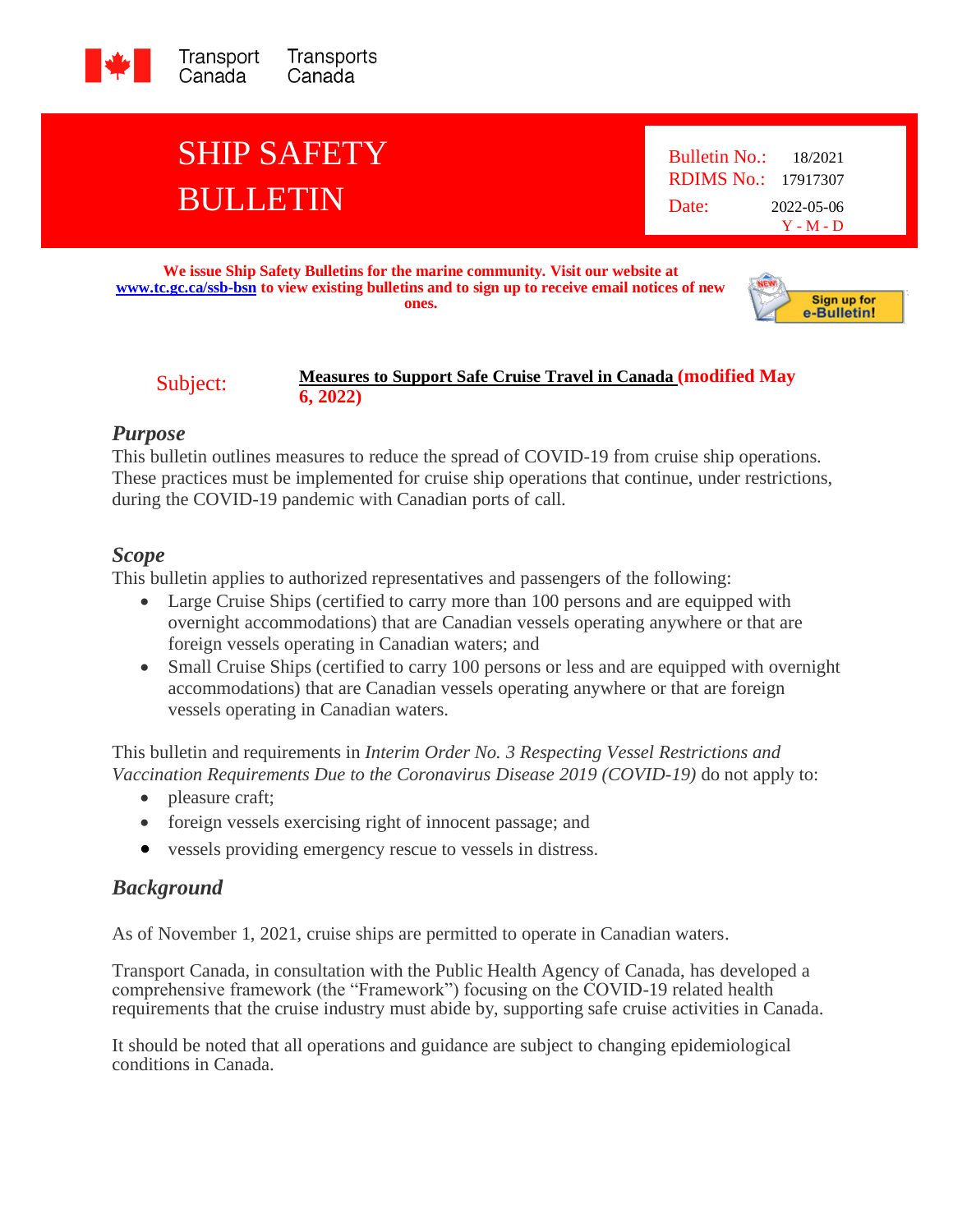Transport Canada    Transports Canada

# SHIP SAFETY BULLETIN

Bulletin No.: 18/2021
RDIMS No.: 17917307
Date: 2022-05-06
Y - M - D

**We issue Ship Safety Bulletins for the marine community. Visit our website at [www.tc.gc.ca/ssb-bsn](www.tc.gc.ca/ssb-bsn) to view existing bulletins and to sign up to receive email notices of new ones.**

Sign up for e-Bulletin!

Subject: **Measures to Support Safe Cruise Travel in Canada (modified May 6, 2022)**

## *Purpose*

This bulletin outlines measures to reduce the spread of COVID-19 from cruise ship operations. These practices must be implemented for cruise ship operations that continue, under restrictions, during the COVID-19 pandemic with Canadian ports of call.

## *Scope*

This bulletin applies to authorized representatives and passengers of the following:

- Large Cruise Ships (certified to carry more than 100 persons and are equipped with overnight accommodations) that are Canadian vessels operating anywhere or that are foreign vessels operating in Canadian waters; and
- Small Cruise Ships (certified to carry 100 persons or less and are equipped with overnight accommodations) that are Canadian vessels operating anywhere or that are foreign vessels operating in Canadian waters.

This bulletin and requirements in *Interim Order No. 3 Respecting Vessel Restrictions and Vaccination Requirements Due to the Coronavirus Disease 2019 (COVID-19)* do not apply to:

- pleasure craft;
- foreign vessels exercising right of innocent passage; and
- vessels providing emergency rescue to vessels in distress.

## *Background*

As of November 1, 2021, cruise ships are permitted to operate in Canadian waters.

Transport Canada, in consultation with the Public Health Agency of Canada, has developed a comprehensive framework (the "Framework") focusing on the COVID-19 related health requirements that the cruise industry must abide by, supporting safe cruise activities in Canada.

It should be noted that all operations and guidance are subject to changing epidemiological conditions in Canada.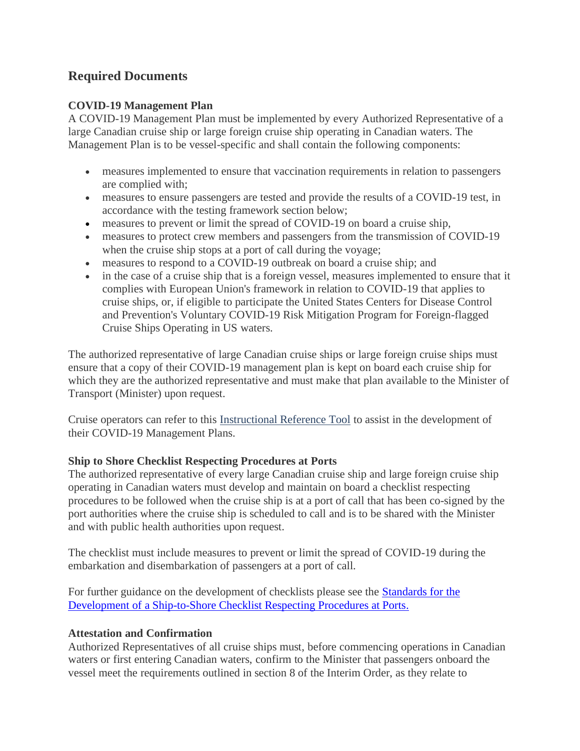## Required Documents

**COVID-19 Management Plan**

A COVID-19 Management Plan must be implemented by every Authorized Representative of a large Canadian cruise ship or large foreign cruise ship operating in Canadian waters. The Management Plan is to be vessel-specific and shall contain the following components:

- measures implemented to ensure that vaccination requirements in relation to passengers are complied with;
- measures to ensure passengers are tested and provide the results of a COVID-19 test, in accordance with the testing framework section below;
- measures to prevent or limit the spread of COVID-19 on board a cruise ship,
- measures to protect crew members and passengers from the transmission of COVID-19 when the cruise ship stops at a port of call during the voyage;
- measures to respond to a COVID-19 outbreak on board a cruise ship; and
- in the case of a cruise ship that is a foreign vessel, measures implemented to ensure that it complies with European Union's framework in relation to COVID-19 that applies to cruise ships, or, if eligible to participate the United States Centers for Disease Control and Prevention's Voluntary COVID-19 Risk Mitigation Program for Foreign-flagged Cruise Ships Operating in US waters.

The authorized representative of large Canadian cruise ships or large foreign cruise ships must ensure that a copy of their COVID-19 management plan is kept on board each cruise ship for which they are the authorized representative and must make that plan available to the Minister of Transport (Minister) upon request.

Cruise operators can refer to this Instructional Reference Tool to assist in the development of their COVID-19 Management Plans.

**Ship to Shore Checklist Respecting Procedures at Ports**

The authorized representative of every large Canadian cruise ship and large foreign cruise ship operating in Canadian waters must develop and maintain on board a checklist respecting procedures to be followed when the cruise ship is at a port of call that has been co-signed by the port authorities where the cruise ship is scheduled to call and is to be shared with the Minister and with public health authorities upon request.

The checklist must include measures to prevent or limit the spread of COVID-19 during the embarkation and disembarkation of passengers at a port of call.

For further guidance on the development of checklists please see the Standards for the Development of a Ship-to-Shore Checklist Respecting Procedures at Ports.

**Attestation and Confirmation**

Authorized Representatives of all cruise ships must, before commencing operations in Canadian waters or first entering Canadian waters, confirm to the Minister that passengers onboard the vessel meet the requirements outlined in section 8 of the Interim Order, as they relate to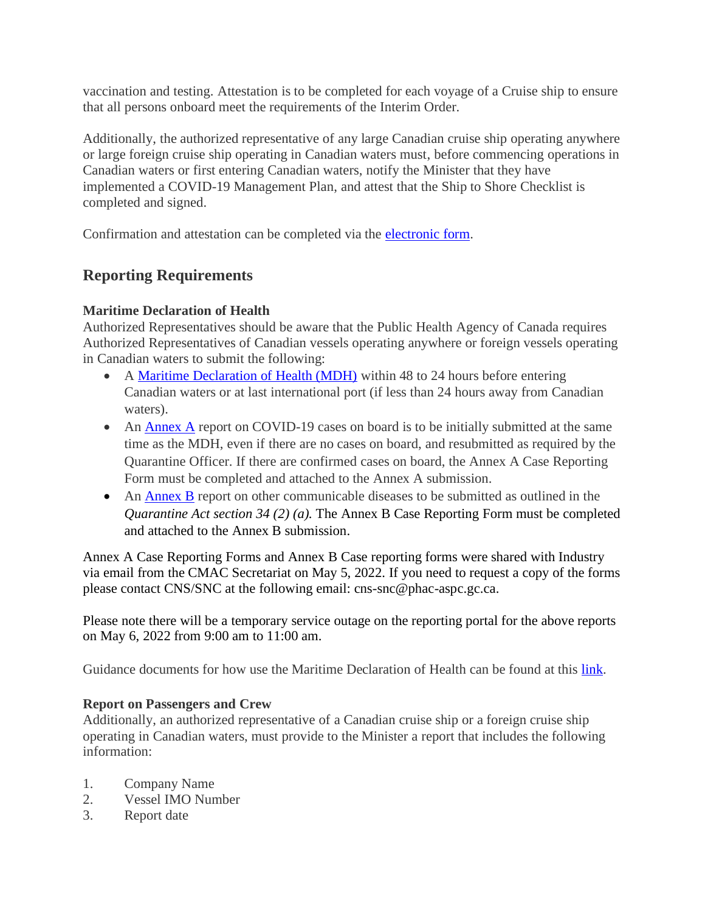vaccination and testing. Attestation is to be completed for each voyage of a Cruise ship to ensure that all persons onboard meet the requirements of the Interim Order.

Additionally, the authorized representative of any large Canadian cruise ship operating anywhere or large foreign cruise ship operating in Canadian waters must, before commencing operations in Canadian waters or first entering Canadian waters, notify the Minister that they have implemented a COVID-19 Management Plan, and attest that the Ship to Shore Checklist is completed and signed.

Confirmation and attestation can be completed via the electronic form.

## Reporting Requirements

**Maritime Declaration of Health**
Authorized Representatives should be aware that the Public Health Agency of Canada requires Authorized Representatives of Canadian vessels operating anywhere or foreign vessels operating in Canadian waters to submit the following:

- A Maritime Declaration of Health (MDH) within 48 to 24 hours before entering Canadian waters or at last international port (if less than 24 hours away from Canadian waters).
- An Annex A report on COVID-19 cases on board is to be initially submitted at the same time as the MDH, even if there are no cases on board, and resubmitted as required by the Quarantine Officer. If there are confirmed cases on board, the Annex A Case Reporting Form must be completed and attached to the Annex A submission.
- An Annex B report on other communicable diseases to be submitted as outlined in the *Quarantine Act section 34 (2) (a).* The Annex B Case Reporting Form must be completed and attached to the Annex B submission.

Annex A Case Reporting Forms and Annex B Case reporting forms were shared with Industry via email from the CMAC Secretariat on May 5, 2022. If you need to request a copy of the forms please contact CNS/SNC at the following email: cns-snc@phac-aspc.gc.ca.

Please note there will be a temporary service outage on the reporting portal for the above reports on May 6, 2022 from 9:00 am to 11:00 am.

Guidance documents for how use the Maritime Declaration of Health can be found at this link.

**Report on Passengers and Crew**
Additionally, an authorized representative of a Canadian cruise ship or a foreign cruise ship operating in Canadian waters, must provide to the Minister a report that includes the following information:

1. Company Name
2. Vessel IMO Number
3. Report date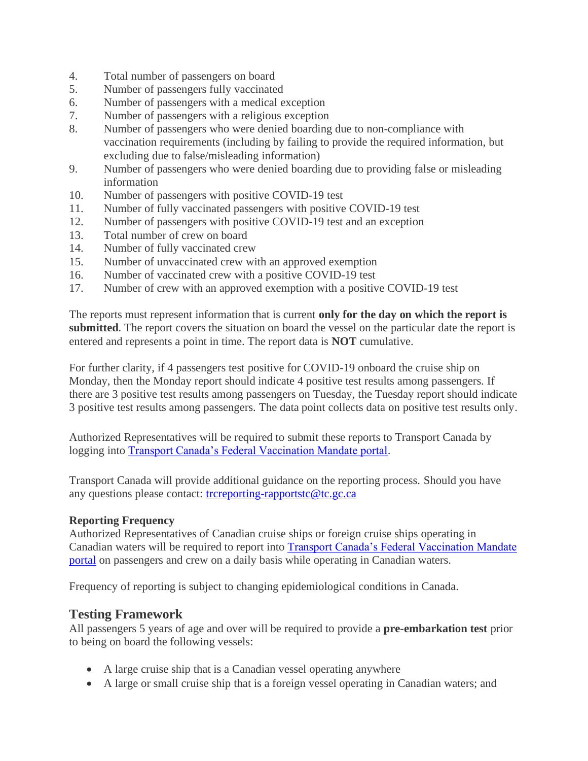4. Total number of passengers on board
5. Number of passengers fully vaccinated
6. Number of passengers with a medical exception
7. Number of passengers with a religious exception
8. Number of passengers who were denied boarding due to non-compliance with vaccination requirements (including by failing to provide the required information, but excluding due to false/misleading information)
9. Number of passengers who were denied boarding due to providing false or misleading information
10. Number of passengers with positive COVID-19 test
11. Number of fully vaccinated passengers with positive COVID-19 test
12. Number of passengers with positive COVID-19 test and an exception
13. Total number of crew on board
14. Number of fully vaccinated crew
15. Number of unvaccinated crew with an approved exemption
16. Number of vaccinated crew with a positive COVID-19 test
17. Number of crew with an approved exemption with a positive COVID-19 test

The reports must represent information that is current **only for the day on which the report is submitted**. The report covers the situation on board the vessel on the particular date the report is entered and represents a point in time. The report data is **NOT** cumulative.

For further clarity, if 4 passengers test positive for COVID-19 onboard the cruise ship on Monday, then the Monday report should indicate 4 positive test results among passengers. If there are 3 positive test results among passengers on Tuesday, the Tuesday report should indicate 3 positive test results among passengers. The data point collects data on positive test results only.

Authorized Representatives will be required to submit these reports to Transport Canada by logging into Transport Canada's Federal Vaccination Mandate portal.

Transport Canada will provide additional guidance on the reporting process. Should you have any questions please contact: trcreporting-rapportstc@tc.gc.ca

**Reporting Frequency**
Authorized Representatives of Canadian cruise ships or foreign cruise ships operating in Canadian waters will be required to report into Transport Canada's Federal Vaccination Mandate portal on passengers and crew on a daily basis while operating in Canadian waters.

Frequency of reporting is subject to changing epidemiological conditions in Canada.

## Testing Framework

All passengers 5 years of age and over will be required to provide a **pre-embarkation test** prior to being on board the following vessels:

- A large cruise ship that is a Canadian vessel operating anywhere
- A large or small cruise ship that is a foreign vessel operating in Canadian waters; and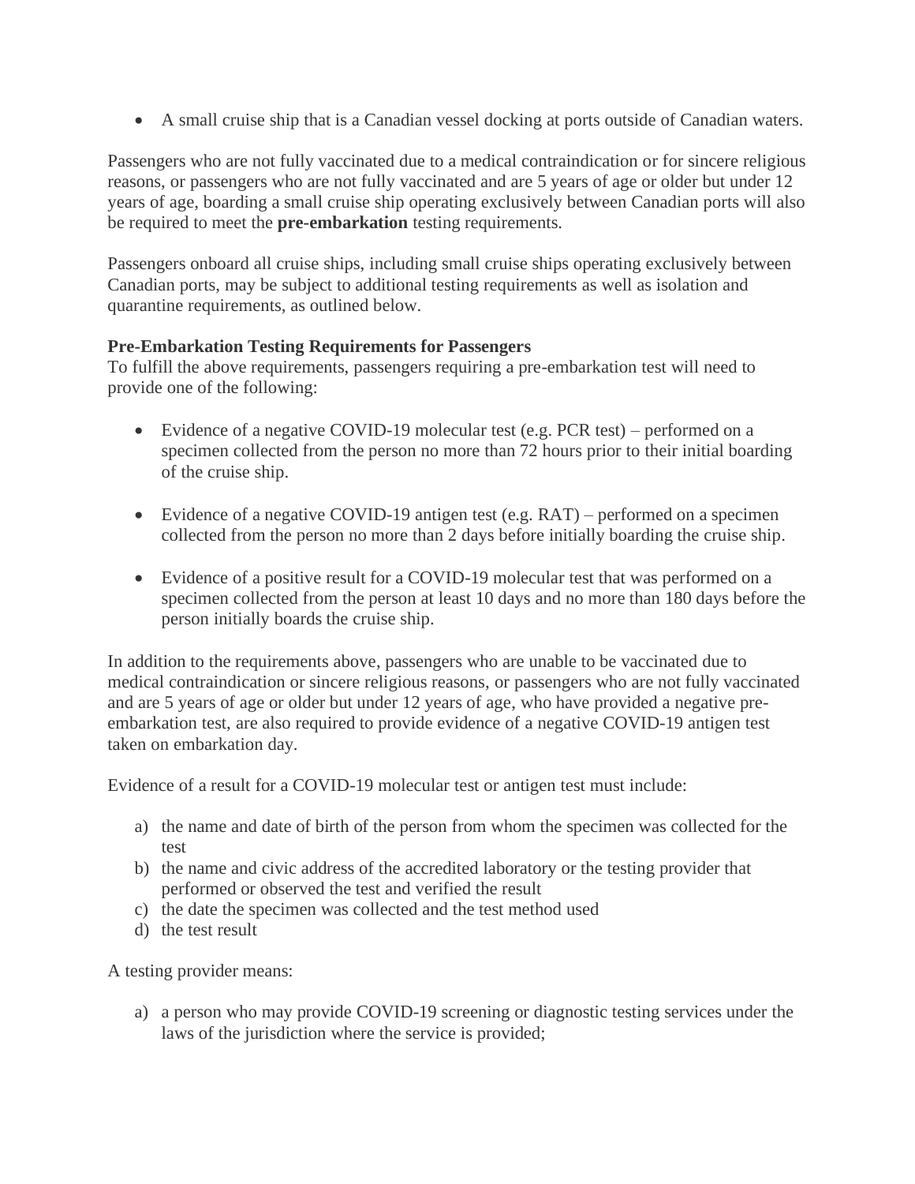- A small cruise ship that is a Canadian vessel docking at ports outside of Canadian waters.

Passengers who are not fully vaccinated due to a medical contraindication or for sincere religious reasons, or passengers who are not fully vaccinated and are 5 years of age or older but under 12 years of age, boarding a small cruise ship operating exclusively between Canadian ports will also be required to meet the **pre-embarkation** testing requirements.

Passengers onboard all cruise ships, including small cruise ships operating exclusively between Canadian ports, may be subject to additional testing requirements as well as isolation and quarantine requirements, as outlined below.

**Pre-Embarkation Testing Requirements for Passengers**

To fulfill the above requirements, passengers requiring a pre-embarkation test will need to provide one of the following:

- Evidence of a negative COVID-19 molecular test (e.g. PCR test) – performed on a specimen collected from the person no more than 72 hours prior to their initial boarding of the cruise ship.
- Evidence of a negative COVID-19 antigen test (e.g. RAT) – performed on a specimen collected from the person no more than 2 days before initially boarding the cruise ship.
- Evidence of a positive result for a COVID-19 molecular test that was performed on a specimen collected from the person at least 10 days and no more than 180 days before the person initially boards the cruise ship.

In addition to the requirements above, passengers who are unable to be vaccinated due to medical contraindication or sincere religious reasons, or passengers who are not fully vaccinated and are 5 years of age or older but under 12 years of age, who have provided a negative pre-embarkation test, are also required to provide evidence of a negative COVID-19 antigen test taken on embarkation day.

Evidence of a result for a COVID-19 molecular test or antigen test must include:

a) the name and date of birth of the person from whom the specimen was collected for the test
b) the name and civic address of the accredited laboratory or the testing provider that performed or observed the test and verified the result
c) the date the specimen was collected and the test method used
d) the test result

A testing provider means:

a) a person who may provide COVID-19 screening or diagnostic testing services under the laws of the jurisdiction where the service is provided;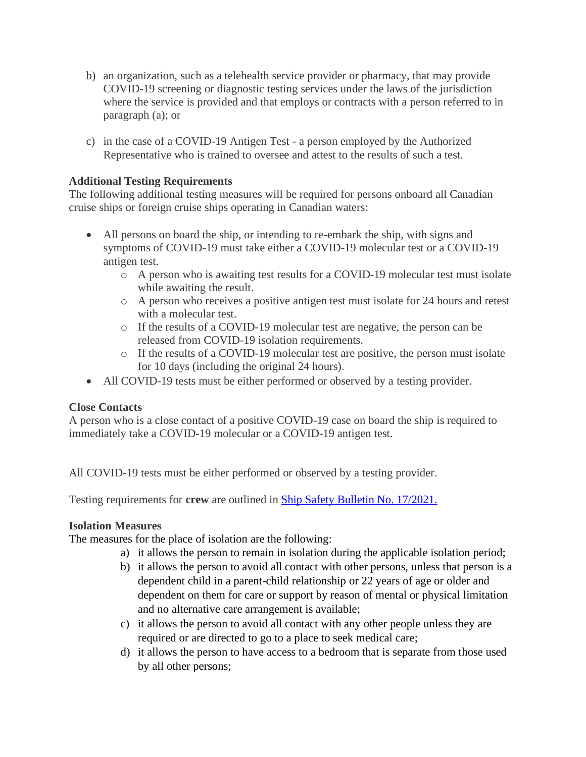b) an organization, such as a telehealth service provider or pharmacy, that may provide COVID-19 screening or diagnostic testing services under the laws of the jurisdiction where the service is provided and that employs or contracts with a person referred to in paragraph (a); or

c) in the case of a COVID-19 Antigen Test - a person employed by the Authorized Representative who is trained to oversee and attest to the results of such a test.

**Additional Testing Requirements**
The following additional testing measures will be required for persons onboard all Canadian cruise ships or foreign cruise ships operating in Canadian waters:

- All persons on board the ship, or intending to re-embark the ship, with signs and symptoms of COVID-19 must take either a COVID-19 molecular test or a COVID-19 antigen test.
  - A person who is awaiting test results for a COVID-19 molecular test must isolate while awaiting the result.
  - A person who receives a positive antigen test must isolate for 24 hours and retest with a molecular test.
  - If the results of a COVID-19 molecular test are negative, the person can be released from COVID-19 isolation requirements.
  - If the results of a COVID-19 molecular test are positive, the person must isolate for 10 days (including the original 24 hours).
- All COVID-19 tests must be either performed or observed by a testing provider.

**Close Contacts**
A person who is a close contact of a positive COVID-19 case on board the ship is required to immediately take a COVID-19 molecular or a COVID-19 antigen test.

All COVID-19 tests must be either performed or observed by a testing provider.

Testing requirements for **crew** are outlined in [Ship Safety Bulletin No. 17/2021.]()

**Isolation Measures**
The measures for the place of isolation are the following:

a) it allows the person to remain in isolation during the applicable isolation period;
b) it allows the person to avoid all contact with other persons, unless that person is a dependent child in a parent-child relationship or 22 years of age or older and dependent on them for care or support by reason of mental or physical limitation and no alternative care arrangement is available;
c) it allows the person to avoid all contact with any other people unless they are required or are directed to go to a place to seek medical care;
d) it allows the person to have access to a bedroom that is separate from those used by all other persons;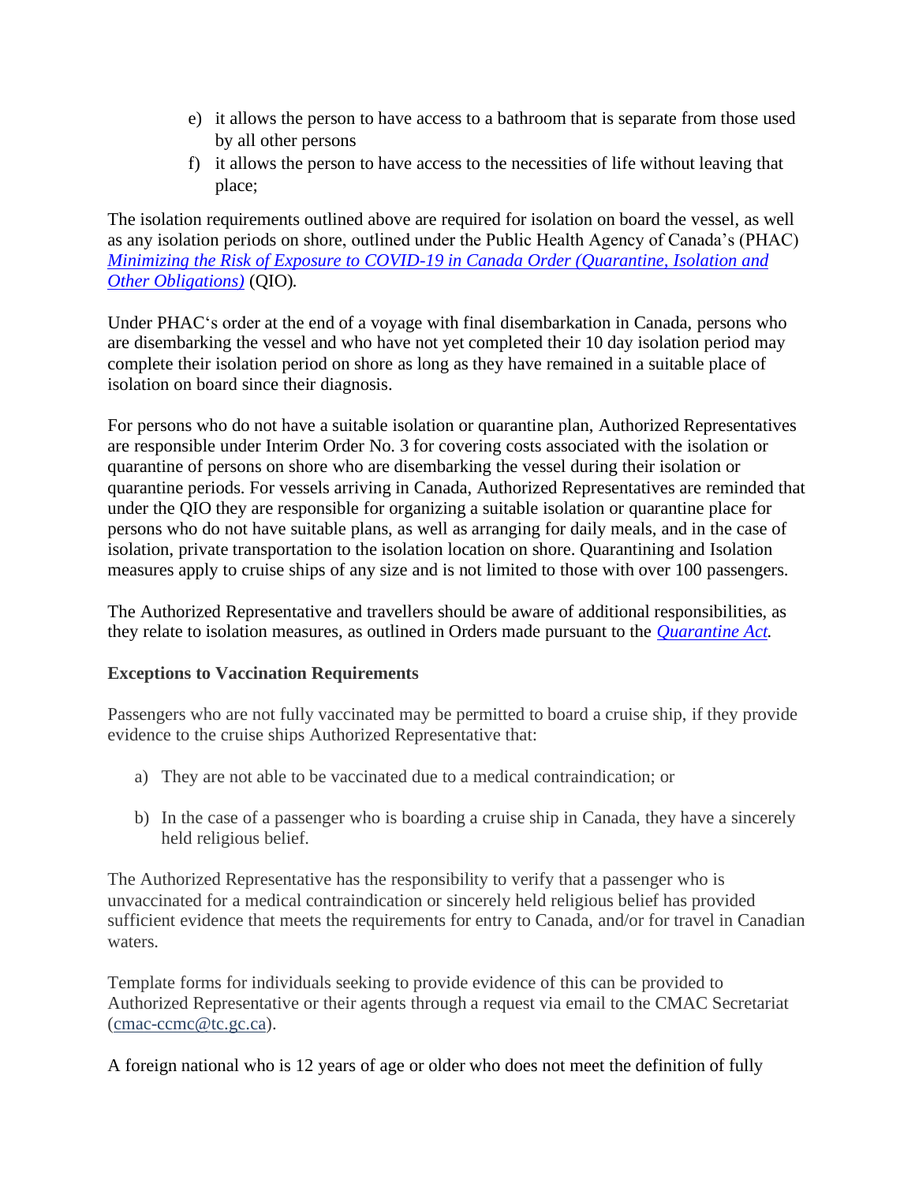e) it allows the person to have access to a bathroom that is separate from those used by all other persons
f) it allows the person to have access to the necessities of life without leaving that place;

The isolation requirements outlined above are required for isolation on board the vessel, as well as any isolation periods on shore, outlined under the Public Health Agency of Canada's (PHAC) *Minimizing the Risk of Exposure to COVID-19 in Canada Order (Quarantine, Isolation and Other Obligations)* (QIO).

Under PHAC's order at the end of a voyage with final disembarkation in Canada, persons who are disembarking the vessel and who have not yet completed their 10 day isolation period may complete their isolation period on shore as long as they have remained in a suitable place of isolation on board since their diagnosis.

For persons who do not have a suitable isolation or quarantine plan, Authorized Representatives are responsible under Interim Order No. 3 for covering costs associated with the isolation or quarantine of persons on shore who are disembarking the vessel during their isolation or quarantine periods. For vessels arriving in Canada, Authorized Representatives are reminded that under the QIO they are responsible for organizing a suitable isolation or quarantine place for persons who do not have suitable plans, as well as arranging for daily meals, and in the case of isolation, private transportation to the isolation location on shore. Quarantining and Isolation measures apply to cruise ships of any size and is not limited to those with over 100 passengers.

The Authorized Representative and travellers should be aware of additional responsibilities, as they relate to isolation measures, as outlined in Orders made pursuant to the *Quarantine Act*.

### Exceptions to Vaccination Requirements

Passengers who are not fully vaccinated may be permitted to board a cruise ship, if they provide evidence to the cruise ships Authorized Representative that:

a) They are not able to be vaccinated due to a medical contraindication; or

b) In the case of a passenger who is boarding a cruise ship in Canada, they have a sincerely held religious belief.

The Authorized Representative has the responsibility to verify that a passenger who is unvaccinated for a medical contraindication or sincerely held religious belief has provided sufficient evidence that meets the requirements for entry to Canada, and/or for travel in Canadian waters.

Template forms for individuals seeking to provide evidence of this can be provided to Authorized Representative or their agents through a request via email to the CMAC Secretariat (cmac-ccmc@tc.gc.ca).

A foreign national who is 12 years of age or older who does not meet the definition of fully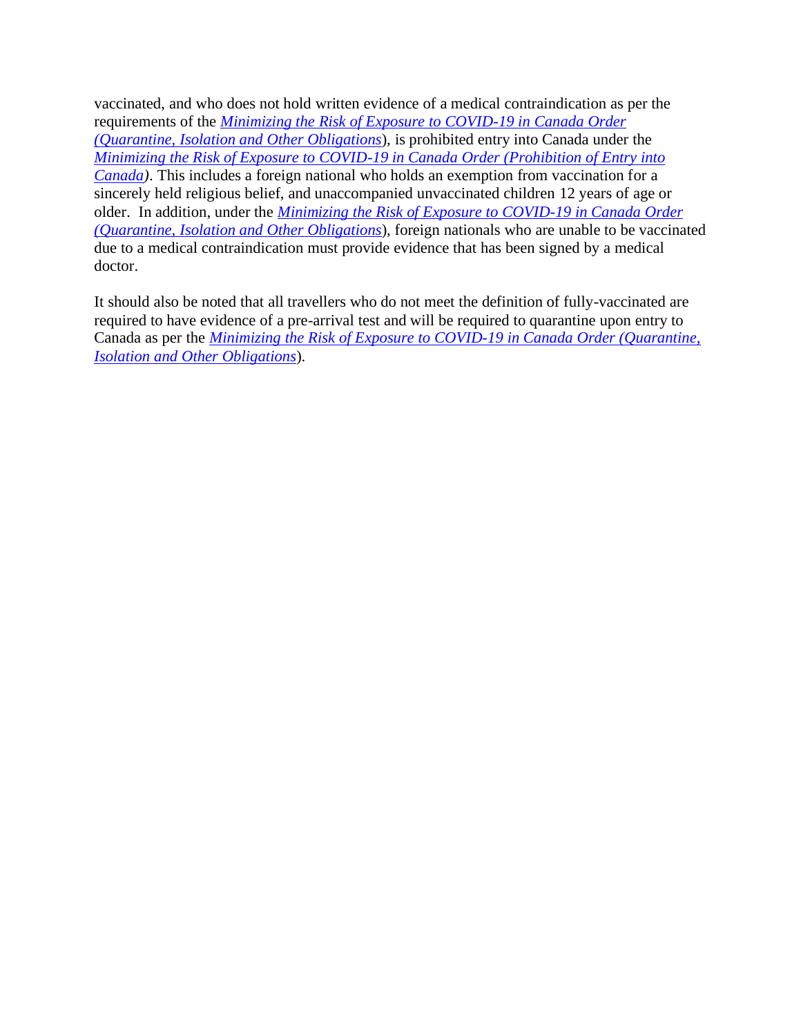vaccinated, and who does not hold written evidence of a medical contraindication as per the requirements of the *Minimizing the Risk of Exposure to COVID-19 in Canada Order (Quarantine, Isolation and Other Obligations*), is prohibited entry into Canada under the *Minimizing the Risk of Exposure to COVID-19 in Canada Order (Prohibition of Entry into Canada)*. This includes a foreign national who holds an exemption from vaccination for a sincerely held religious belief, and unaccompanied unvaccinated children 12 years of age or older. In addition, under the *Minimizing the Risk of Exposure to COVID-19 in Canada Order (Quarantine, Isolation and Other Obligations*), foreign nationals who are unable to be vaccinated due to a medical contraindication must provide evidence that has been signed by a medical doctor.

It should also be noted that all travellers who do not meet the definition of fully-vaccinated are required to have evidence of a pre-arrival test and will be required to quarantine upon entry to Canada as per the *Minimizing the Risk of Exposure to COVID-19 in Canada Order (Quarantine, Isolation and Other Obligations*).